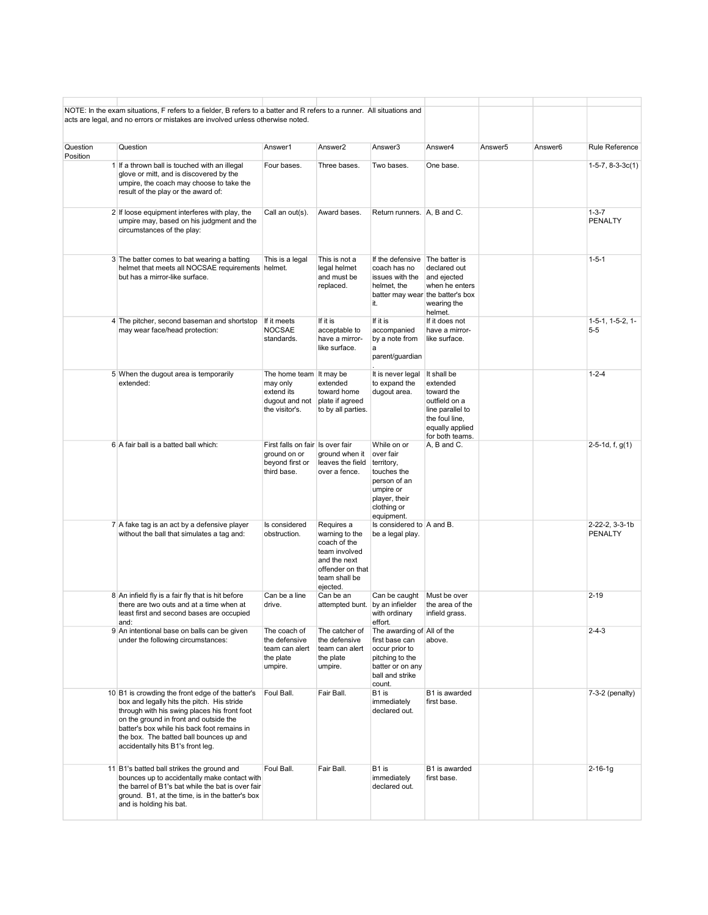NOTE: In the exam situations, F refers to a fielder, B refers to a batter and R refers to a runner. All situations and acts are legal, and no errors or mistakes are involved unless otherwise noted.

| Question Position | Question | Answer1 | Answer2 | Answer3 | Answer4 | Answer5 | Answer6 | Rule Reference |
|---|---|---|---|---|---|---|---|---|
| 1 | If a thrown ball is touched with an illegal glove or mitt, and is discovered by the umpire, the coach may choose to take the result of the play or the award of: | Four bases. | Three bases. | Two bases. | One base. | | | 1-5-7, 8-3-3c(1) |
| 2 | If loose equipment interferes with play, the umpire may, based on his judgment and the circumstances of the play: | Call an out(s). | Award bases. | Return runners. | A, B and C. | | | 1-3-7 PENALTY |
| 3 | The batter comes to bat wearing a batting helmet that meets all NOCSAE requirements but has a mirror-like surface. | This is a legal helmet. | This is not a legal helmet and must be replaced. | If the defensive coach has no issues with the helmet, the batter may wear it. | The batter is declared out and ejected when he enters the batter's box wearing the helmet. | | | 1-5-1 |
| 4 | The pitcher, second baseman and shortstop may wear face/head protection: | If it meets NOCSAE standards. | If it is acceptable to have a mirror-like surface. | If it is accompanied by a note from a parent/guardian. | If it does not have a mirror-like surface. | | | 1-5-1, 1-5-2, 1-5-5 |
| 5 | When the dugout area is temporarily extended: | The home team may only extend its dugout and not the visitor's. | It may be extended toward home plate if agreed to by all parties. | It is never legal to expand the dugout area. | It shall be extended toward the outfield on a line parallel to the foul line, equally applied for both teams. | | | 1-2-4 |
| 6 | A fair ball is a batted ball which: | First falls on fair ground on or beyond first or third base. | Is over fair ground when it leaves the field over a fence. | While on or over fair territory, touches the person of an umpire or player, their clothing or equipment. | A, B and C. | | | 2-5-1d, f, g(1) |
| 7 | A fake tag is an act by a defensive player without the ball that simulates a tag and: | Is considered obstruction. | Requires a warning to the coach of the team involved and the next offender on that team shall be ejected. | Is considered to be a legal play. | A and B. | | | 2-22-2, 3-3-1b PENALTY |
| 8 | An infield fly is a fair fly that is hit before there are two outs and at a time when at least first and second bases are occupied and: | Can be a line drive. | Can be an attempted bunt. | Can be caught by an infielder with ordinary effort. | Must be over the area of the infield grass. | | | 2-19 |
| 9 | An intentional base on balls can be given under the following circumstances: | The coach of the defensive team can alert the plate umpire. | The catcher of the defensive team can alert the plate umpire. | The awarding of first base can occur prior to pitching to the batter or on any ball and strike count. | All of the above. | | | 2-4-3 |
| 10 | B1 is crowding the front edge of the batter's box and legally hits the pitch. His stride through with his swing places his front foot on the ground in front and outside the batter's box while his back foot remains in the box. The batted ball bounces up and accidentally hits B1's front leg. | Foul Ball. | Fair Ball. | B1 is immediately declared out. | B1 is awarded first base. | | | 7-3-2 (penalty) |
| 11 | B1's batted ball strikes the ground and bounces up to accidentally make contact with the barrel of B1's bat while the bat is over fair ground. B1, at the time, is in the batter's box and is holding his bat. | Foul Ball. | Fair Ball. | B1 is immediately declared out. | B1 is awarded first base. | | | 2-16-1g |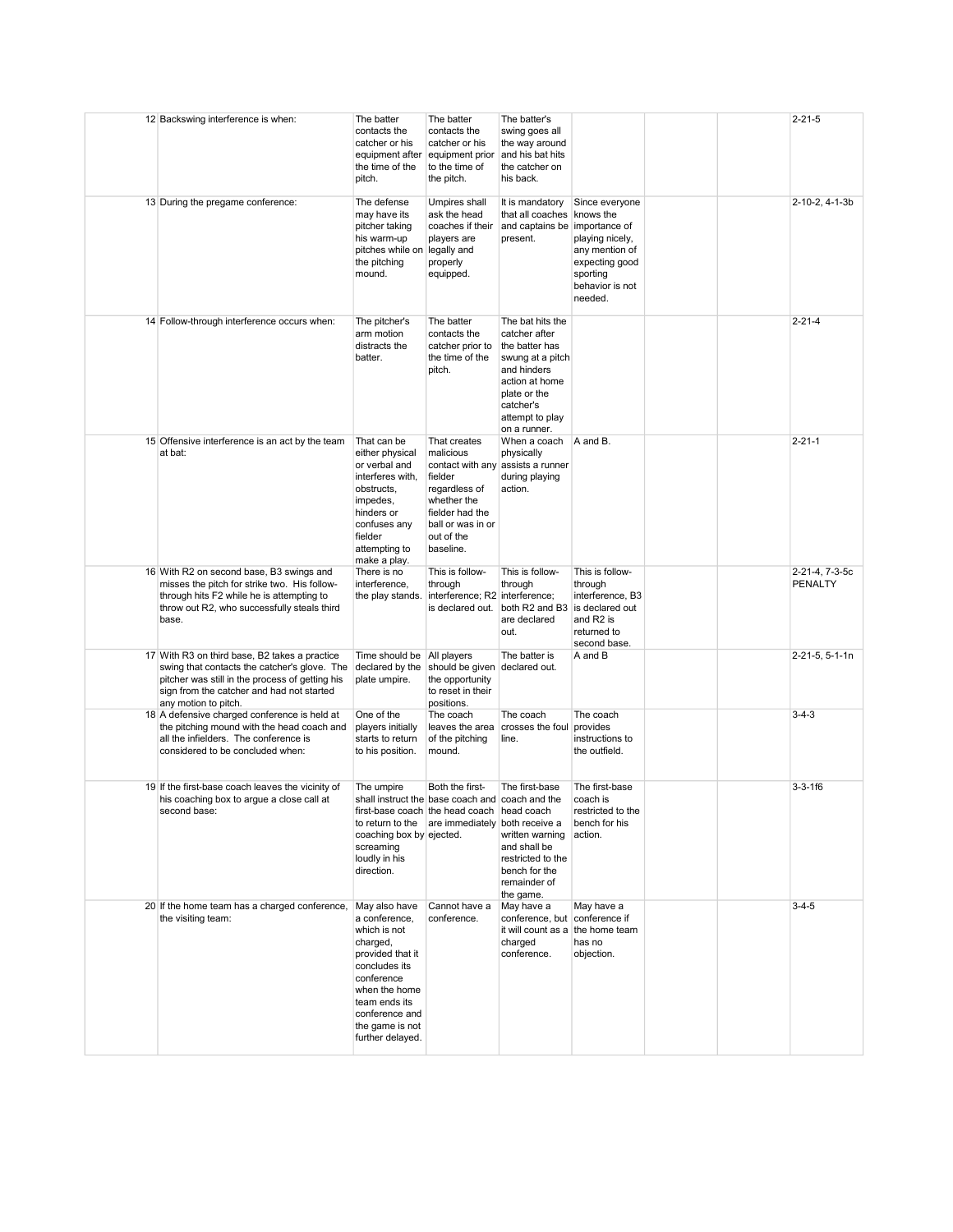| | | | | | | | | |
|---|---|---|---|---|---|---|---|---|
| 12 | Backswing interference is when: | The batter contacts the catcher or his equipment after the time of the pitch. | The batter contacts the catcher or his equipment prior to the time of the pitch. | The batter's swing goes all the way around and his bat hits the catcher on his back. | | | | 2-21-5 |
| 13 | During the pregame conference: | The defense may have its pitcher taking his warm-up pitches while on the pitching mound. | Umpires shall ask the head coaches if their players are legally and properly equipped. | It is mandatory that all coaches and captains be present. | Since everyone knows the importance of playing nicely, any mention of expecting good sporting behavior is not needed. | | | 2-10-2, 4-1-3b |
| 14 | Follow-through interference occurs when: | The pitcher's arm motion distracts the batter. | The batter contacts the catcher prior to the time of the pitch. | The bat hits the catcher after the batter has swung at a pitch and hinders action at home plate or the catcher's attempt to play on a runner. | | | | 2-21-4 |
| 15 | Offensive interference is an act by the team at bat: | That can be either physical or verbal and interferes with, obstructs, impedes, hinders or confuses any fielder attempting to make a play. | That creates malicious contact with any fielder regardless of whether the fielder had the ball or was in or out of the baseline. | When a coach physically assists a runner during playing action. | A and B. | | | 2-21-1 |
| 16 | With R2 on second base, B3 swings and misses the pitch for strike two. His follow-through hits F2 while he is attempting to throw out R2, who successfully steals third base. | There is no interference, the play stands. | This is follow-through interference; R2 is declared out. | This is follow-through interference; both R2 and B3 are declared out. | This is follow-through interference, B3 is declared out and R2 is returned to second base. | | | 2-21-4, 7-3-5c PENALTY |
| 17 | With R3 on third base, B2 takes a practice swing that contacts the catcher's glove. The pitcher was still in the process of getting his sign from the catcher and had not started any motion to pitch. | Time should be declared by the plate umpire. | All players should be given the opportunity to reset in their positions. | The batter is declared out. | A and B | | | 2-21-5, 5-1-1n |
| 18 | A defensive charged conference is held at the pitching mound with the head coach and all the infielders. The conference is considered to be concluded when: | One of the players initially starts to return to his position. | The coach leaves the area of the pitching mound. | The coach crosses the foul line. | The coach provides instructions to the outfield. | | | 3-4-3 |
| 19 | If the first-base coach leaves the vicinity of his coaching box to argue a close call at second base: | The umpire shall instruct the first-base coach to return to the coaching box by screaming loudly in his direction. | Both the first-base coach and the head coach are immediately ejected. | The first-base coach and the head coach both receive a written warning and shall be restricted to the bench for the remainder of the game. | The first-base coach is restricted to the bench for his action. | | | 3-3-1f6 |
| 20 | If the home team has a charged conference, the visiting team: | May also have a conference, which is not charged, provided that it concludes its conference when the home team ends its conference and the game is not further delayed. | Cannot have a conference. | May have a conference, but it will count as a charged conference. | May have a conference if the home team has no objection. | | | 3-4-5 |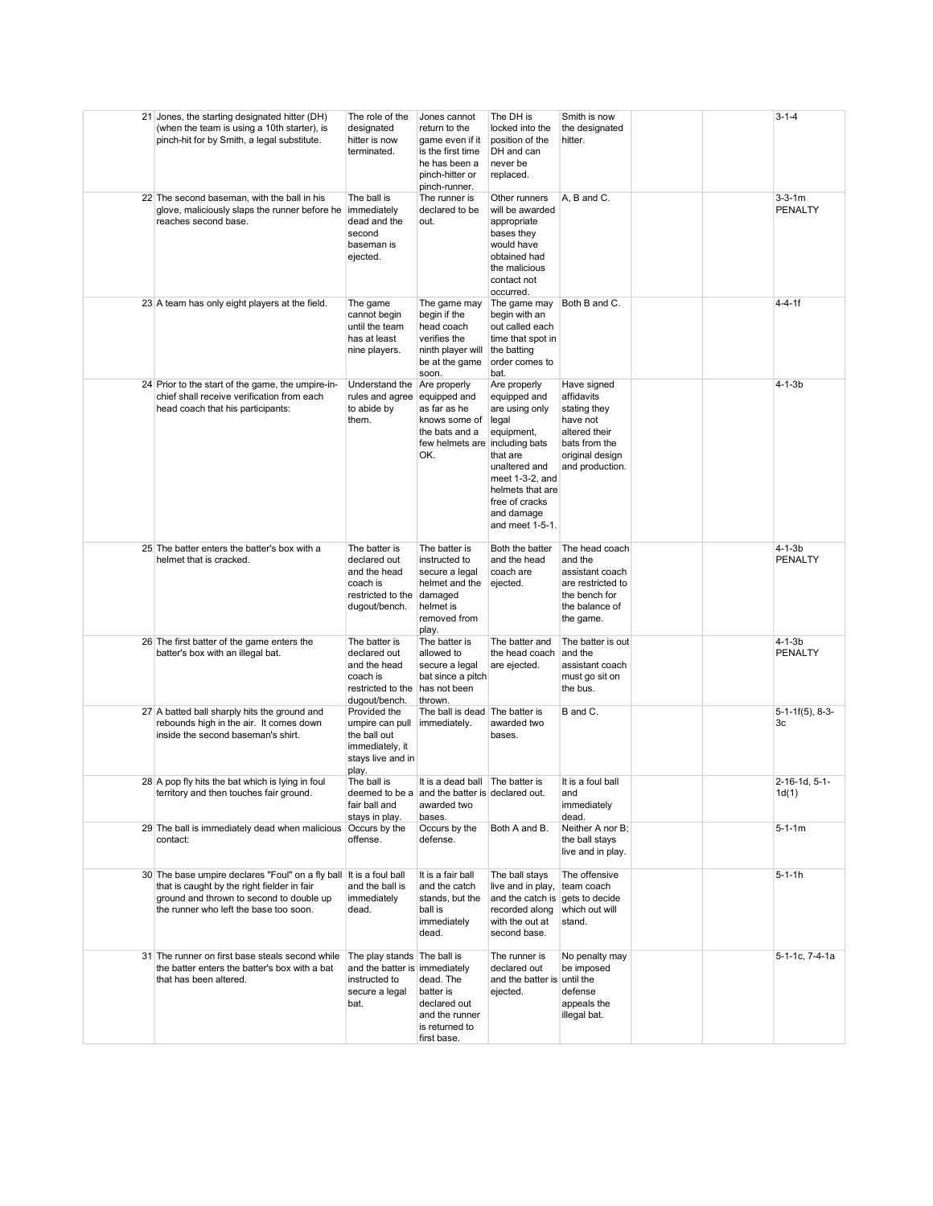| | | | | | | | | |
|---|---|---|---|---|---|---|---|---|
| 21 | Jones, the starting designated hitter (DH) (when the team is using a 10th starter), is pinch-hit for by Smith, a legal substitute. | The role of the designated hitter is now terminated. | Jones cannot return to the game even if it is the first time he has been a pinch-hitter or pinch-runner. | The DH is locked into the position of the DH and can never be replaced. | Smith is now the designated hitter. | | | 3-1-4 |
| 22 | The second baseman, with the ball in his glove, maliciously slaps the runner before he reaches second base. | The ball is immediately dead and the second baseman is ejected. | The runner is declared to be out. | Other runners will be awarded appropriate bases they would have obtained had the malicious contact not occurred. | A, B and C. | | | 3-3-1m PENALTY |
| 23 | A team has only eight players at the field. | The game cannot begin until the team has at least nine players. | The game may begin if the head coach verifies the ninth player will be at the game soon. | The game may begin with an out called each time that spot in the batting order comes to bat. | Both B and C. | | | 4-4-1f |
| 24 | Prior to the start of the game, the umpire-in-chief shall receive verification from each head coach that his participants: | Understand the rules and agree to abide by them. | Are properly equipped and as far as he knows some of the bats and a few helmets are OK. | Are properly equipped and are using only legal equipment, including bats that are unaltered and meet 1-3-2, and helmets that are free of cracks and damage and meet 1-5-1. | Have signed affidavits stating they have not altered their bats from the original design and production. | | | 4-1-3b |
| 25 | The batter enters the batter's box with a helmet that is cracked. | The batter is declared out and the head coach is restricted to the dugout/bench. | The batter is instructed to secure a legal helmet and the damaged helmet is removed from play. | Both the batter and the head coach are ejected. | The head coach and the assistant coach are restricted to the bench for the balance of the game. | | | 4-1-3b PENALTY |
| 26 | The first batter of the game enters the batter's box with an illegal bat. | The batter is declared out and the head coach is restricted to the dugout/bench. | The batter is allowed to secure a legal bat since a pitch has not been thrown. | The batter and the head coach are ejected. | The batter is out and the assistant coach must go sit on the bus. | | | 4-1-3b PENALTY |
| 27 | A batted ball sharply hits the ground and rebounds high in the air. It comes down inside the second baseman's shirt. | Provided the umpire can pull the ball out immediately, it stays live and in play. | The ball is dead immediately. | The batter is awarded two bases. | B and C. | | | 5-1-1f(5), 8-3-3c |
| 28 | A pop fly hits the bat which is lying in foul territory and then touches fair ground. | The ball is deemed to be a fair ball and stays in play. | It is a dead ball and the batter is awarded two bases. | The batter is declared out. | It is a foul ball and immediately dead. | | | 2-16-1d, 5-1-1d(1) |
| 29 | The ball is immediately dead when malicious contact: | Occurs by the offense. | Occurs by the defense. | Both A and B. | Neither A nor B; the ball stays live and in play. | | | 5-1-1m |
| 30 | The base umpire declares "Foul" on a fly ball that is caught by the right fielder in fair ground and thrown to second to double up the runner who left the base too soon. | It is a foul ball and the ball is immediately dead. | It is a fair ball and the catch stands, but the ball is immediately dead. | The ball stays live and in play, and the catch is recorded along with the out at second base. | The offensive team coach gets to decide which out will stand. | | | 5-1-1h |
| 31 | The runner on first base steals second while the batter enters the batter's box with a bat that has been altered. | The play stands and the batter is instructed to secure a legal bat. | The ball is immediately dead. The batter is declared out and the runner is returned to first base. | The runner is declared out and the batter is ejected. | No penalty may be imposed until the defense appeals the illegal bat. | | | 5-1-1c, 7-4-1a |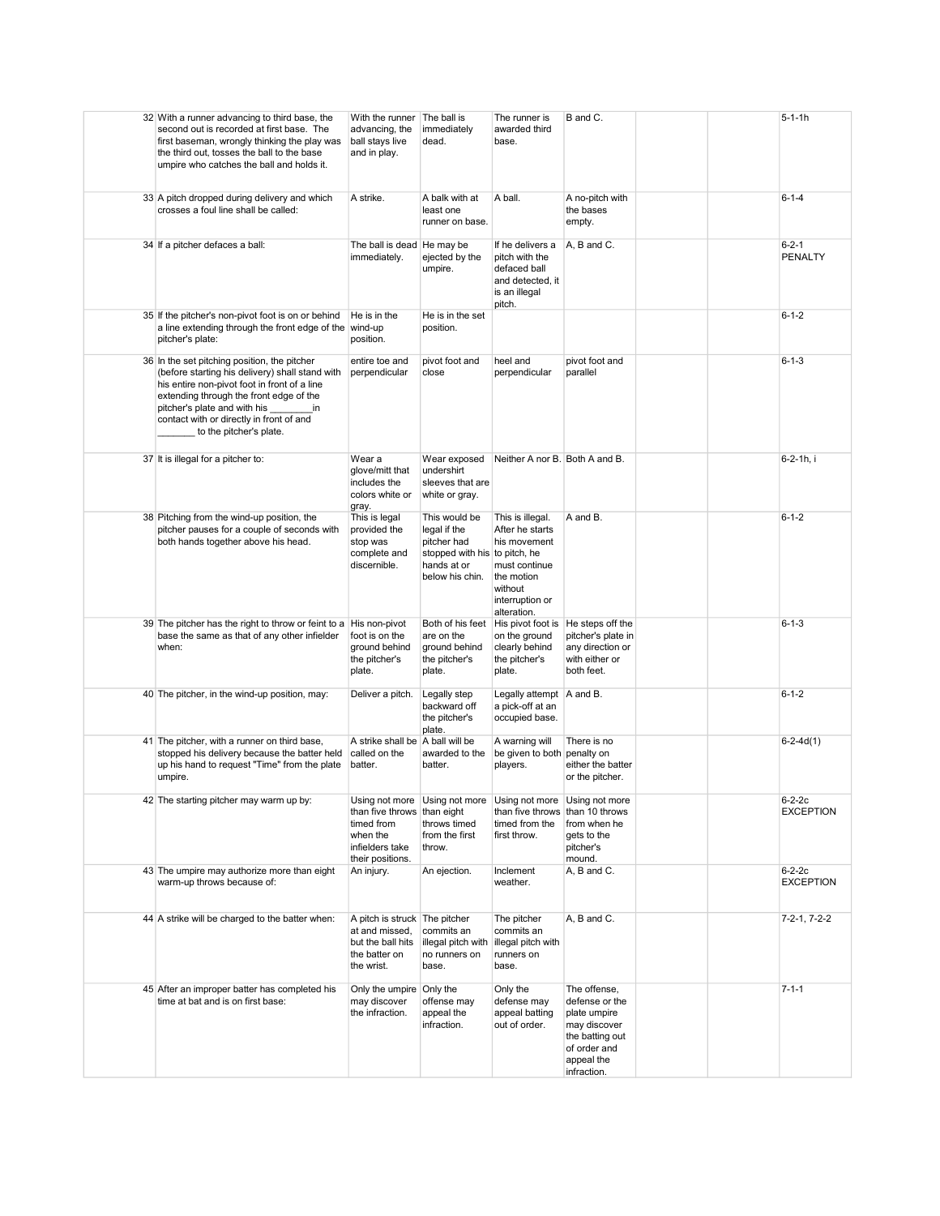| | | | | | | | | |
|---|---|---|---|---|---|---|---|---|
| 32 | With a runner advancing to third base, the second out is recorded at first base. The first baseman, wrongly thinking the play was the third out, tosses the ball to the base umpire who catches the ball and holds it. | With the runner advancing, the ball stays live and in play. | The ball is immediately dead. | The runner is awarded third base. | B and C. | | | 5-1-1h |
| 33 | A pitch dropped during delivery and which crosses a foul line shall be called: | A strike. | A balk with at least one runner on base. | A ball. | A no-pitch with the bases empty. | | | 6-1-4 |
| 34 | If a pitcher defaces a ball: | The ball is dead immediately. | He may be ejected by the umpire. | If he delivers a pitch with the defaced ball and detected, it is an illegal pitch. | A, B and C. | | | 6-2-1 PENALTY |
| 35 | If the pitcher's non-pivot foot is on or behind a line extending through the front edge of the pitcher's plate: | He is in the wind-up position. | He is in the set position. | | | | | 6-1-2 |
| 36 | In the set pitching position, the pitcher (before starting his delivery) shall stand with his entire non-pivot foot in front of a line extending through the front edge of the pitcher's plate and with his ________in contact with or directly in front of and _______ to the pitcher's plate. | entire toe and perpendicular | pivot foot and close | heel and perpendicular | pivot foot and parallel | | | 6-1-3 |
| 37 | It is illegal for a pitcher to: | Wear a glove/mitt that includes the colors white or gray. | Wear exposed undershirt sleeves that are white or gray. | Neither A nor B. | Both A and B. | | | 6-2-1h, i |
| 38 | Pitching from the wind-up position, the pitcher pauses for a couple of seconds with both hands together above his head. | This is legal provided the stop was complete and discernible. | This would be legal if the pitcher had stopped with his hands at or below his chin. | This is illegal. After he starts his movement to pitch, he must continue the motion without interruption or alteration. | A and B. | | | 6-1-2 |
| 39 | The pitcher has the right to throw or feint to a base the same as that of any other infielder when: | His non-pivot foot is on the ground behind the pitcher's plate. | Both of his feet are on the ground behind the pitcher's plate. | His pivot foot is on the ground clearly behind the pitcher's plate. | He steps off the pitcher's plate in any direction or with either or both feet. | | | 6-1-3 |
| 40 | The pitcher, in the wind-up position, may: | Deliver a pitch. | Legally step backward off the pitcher's plate. | Legally attempt a pick-off at an occupied base. | A and B. | | | 6-1-2 |
| 41 | The pitcher, with a runner on third base, stopped his delivery because the batter held up his hand to request "Time" from the plate umpire. | A strike shall be called on the batter. | A ball will be awarded to the batter. | A warning will be given to both players. | There is no penalty on either the batter or the pitcher. | | | 6-2-4d(1) |
| 42 | The starting pitcher may warm up by: | Using not more than five throws timed from when the infielders take their positions. | Using not more than eight throws timed from the first throw. | Using not more than five throws timed from the first throw. | Using not more than 10 throws from when he gets to the pitcher's mound. | | | 6-2-2c EXCEPTION |
| 43 | The umpire may authorize more than eight warm-up throws because of: | An injury. | An ejection. | Inclement weather. | A, B and C. | | | 6-2-2c EXCEPTION |
| 44 | A strike will be charged to the batter when: | A pitch is struck at and missed, but the ball hits the batter on the wrist. | The pitcher commits an illegal pitch with no runners on base. | The pitcher commits an illegal pitch with runners on base. | A, B and C. | | | 7-2-1, 7-2-2 |
| 45 | After an improper batter has completed his time at bat and is on first base: | Only the umpire may discover the infraction. | Only the offense may appeal the infraction. | Only the defense may appeal batting out of order. | The offense, defense or the plate umpire may discover the batting out of order and appeal the infraction. | | | 7-1-1 |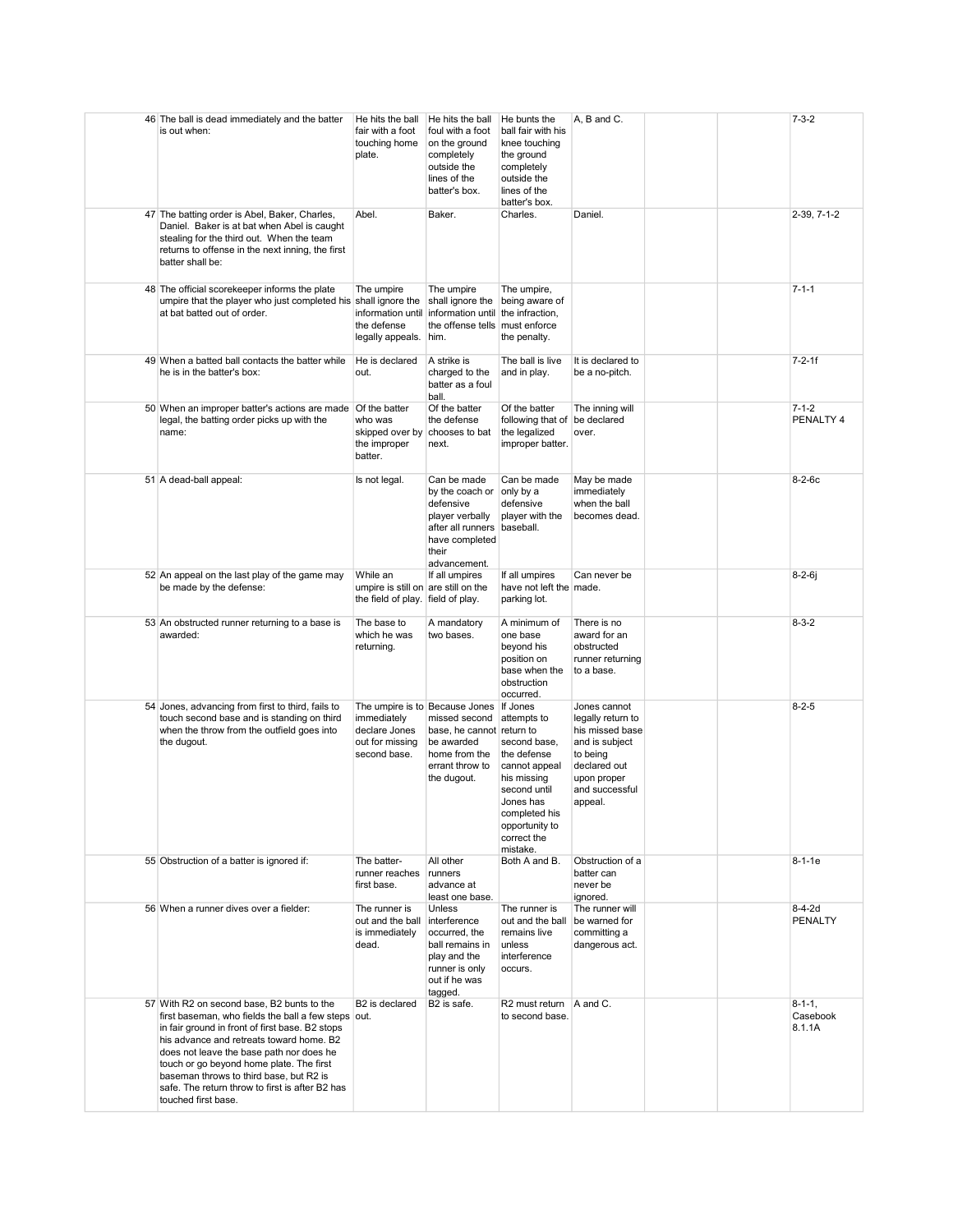| | # | Question | A | B | C | D | | | Reference |
|---|---|---|---|---|---|---|---|---|---|
| | 46 | The ball is dead immediately and the batter is out when: | He hits the ball fair with a foot touching home plate. | He hits the ball foul with a foot on the ground completely outside the lines of the batter's box. | He bunts the ball fair with his knee touching the ground completely outside the lines of the batter's box. | A, B and C. | | | 7-3-2 |
| | 47 | The batting order is Abel, Baker, Charles, Daniel. Baker is at bat when Abel is caught stealing for the third out. When the team returns to offense in the next inning, the first batter shall be: | Abel. | Baker. | Charles. | Daniel. | | | 2-39, 7-1-2 |
| | 48 | The official scorekeeper informs the plate umpire that the player who just completed his at bat batted out of order. | The umpire shall ignore the information until the defense legally appeals. | The umpire shall ignore the information until the offense tells him. | The umpire, being aware of the infraction, must enforce the penalty. | | | | 7-1-1 |
| | 49 | When a batted ball contacts the batter while he is in the batter's box: | He is declared out. | A strike is charged to the batter as a foul ball. | The ball is live and in play. | It is declared to be a no-pitch. | | | 7-2-1f |
| | 50 | When an improper batter's actions are made legal, the batting order picks up with the name: | Of the batter who was skipped over by the improper batter. | Of the batter the defense chooses to bat next. | Of the batter following that of the legalized improper batter. | The inning will be declared over. | | | 7-1-2 PENALTY 4 |
| | 51 | A dead-ball appeal: | Is not legal. | Can be made by the coach or defensive player verbally after all runners have completed their advancement. | Can be made only by a defensive player with the baseball. | May be made immediately when the ball becomes dead. | | | 8-2-6c |
| | 52 | An appeal on the last play of the game may be made by the defense: | While an umpire is still on the field of play. | If all umpires are still on the field of play. | If all umpires have not left the parking lot. | Can never be made. | | | 8-2-6j |
| | 53 | An obstructed runner returning to a base is awarded: | The base to which he was returning. | A mandatory two bases. | A minimum of one base beyond his position on base when the obstruction occurred. | There is no award for an obstructed runner returning to a base. | | | 8-3-2 |
| | 54 | Jones, advancing from first to third, fails to touch second base and is standing on third when the throw from the outfield goes into the dugout. | The umpire is to immediately declare Jones out for missing second base. | Because Jones missed second base, he cannot be awarded home from the errant throw to the dugout. | If Jones attempts to return to second base, the defense cannot appeal his missing second until Jones has completed his opportunity to correct the mistake. | Jones cannot legally return to his missed base and is subject to being declared out upon proper and successful appeal. | | | 8-2-5 |
| | 55 | Obstruction of a batter is ignored if: | The batter-runner reaches first base. | All other runners advance at least one base. | Both A and B. | Obstruction of a batter can never be ignored. | | | 8-1-1e |
| | 56 | When a runner dives over a fielder: | The runner is out and the ball is immediately dead. | Unless interference occurred, the ball remains in play and the runner is only out if he was tagged. | The runner is out and the ball remains live unless interference occurs. | The runner will be warned for committing a dangerous act. | | | 8-4-2d PENALTY |
| | 57 | With R2 on second base, B2 bunts to the first baseman, who fields the ball a few steps in fair ground in front of first base. B2 stops his advance and retreats toward home. B2 does not leave the base path nor does he touch or go beyond home plate. The first baseman throws to third base, but R2 is safe. The return throw to first is after B2 has touched first base. | B2 is declared out. | B2 is safe. | R2 must return to second base. | A and C. | | | 8-1-1, Casebook 8.1.1A |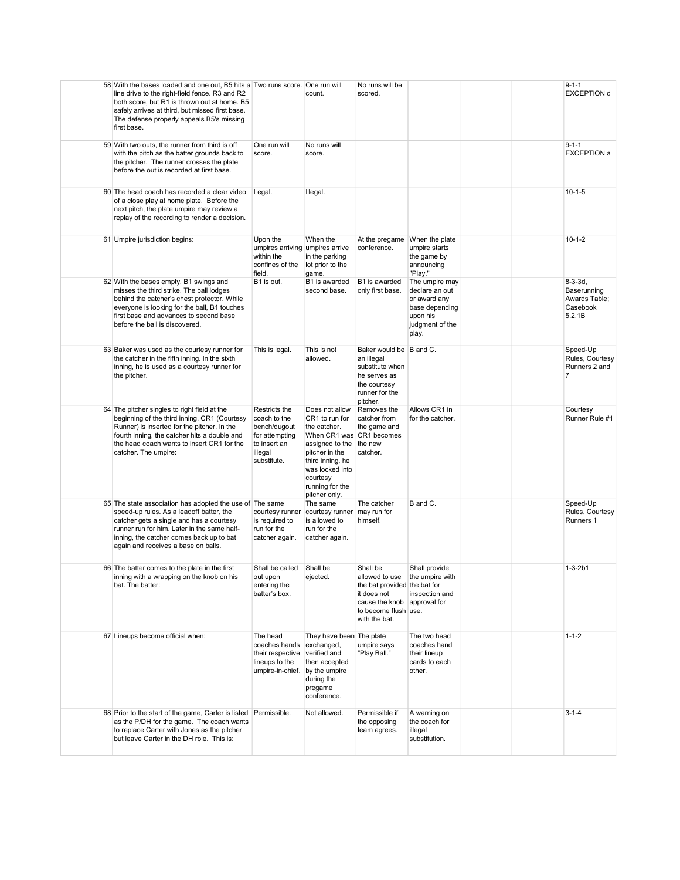| | | | | | | | | |
|---|---|---|---|---|---|---|---|---|
| 58 | With the bases loaded and one out, B5 hits a line drive to the right-field fence. R3 and R2 both score, but R1 is thrown out at home. B5 safely arrives at third, but missed first base. The defense properly appeals B5's missing first base. | Two runs score. | One run will count. | No runs will be scored. | | | | 9-1-1 EXCEPTION d |
| 59 | With two outs, the runner from third is off with the pitch as the batter grounds back to the pitcher. The runner crosses the plate before the out is recorded at first base. | One run will score. | No runs will score. | | | | | 9-1-1 EXCEPTION a |
| 60 | The head coach has recorded a clear video of a close play at home plate. Before the next pitch, the plate umpire may review a replay of the recording to render a decision. | Legal. | Illegal. | | | | | 10-1-5 |
| 61 | Umpire jurisdiction begins: | Upon the umpires arriving within the confines of the field. | When the umpires arrive in the parking lot prior to the game. | At the pregame conference. | When the plate umpire starts the game by announcing "Play." | | | 10-1-2 |
| 62 | With the bases empty, B1 swings and misses the third strike. The ball lodges behind the catcher's chest protector. While everyone is looking for the ball, B1 touches first base and advances to second base before the ball is discovered. | B1 is out. | B1 is awarded second base. | B1 is awarded only first base. | The umpire may declare an out or award any base depending upon his judgment of the play. | | | 8-3-3d, Baserunning Awards Table; Casebook 5.2.1B |
| 63 | Baker was used as the courtesy runner for the catcher in the fifth inning. In the sixth inning, he is used as a courtesy runner for the pitcher. | This is legal. | This is not allowed. | Baker would be an illegal substitute when he serves as the courtesy runner for the pitcher. | B and C. | | | Speed-Up Rules, Courtesy Runners 2 and 7 |
| 64 | The pitcher singles to right field at the beginning of the third inning, CR1 (Courtesy Runner) is inserted for the pitcher. In the fourth inning, the catcher hits a double and the head coach wants to insert CR1 for the catcher. The umpire: | Restricts the coach to the bench/dugout for attempting to insert an illegal substitute. | Does not allow CR1 to run for the catcher. When CR1 was assigned to the pitcher in the third inning, he was locked into courtesy running for the pitcher only. | Removes the catcher from the game and CR1 becomes the new catcher. | Allows CR1 in for the catcher. | | | Courtesy Runner Rule #1 |
| 65 | The state association has adopted the use of speed-up rules. As a leadoff batter, the catcher gets a single and has a courtesy runner run for him. Later in the same half-inning, the catcher comes back up to bat again and receives a base on balls. | The same courtesy runner is required to run for the catcher again. | The same courtesy runner is allowed to run for the catcher again. | The catcher may run for himself. | B and C. | | | Speed-Up Rules, Courtesy Runners 1 |
| 66 | The batter comes to the plate in the first inning with a wrapping on the knob on his bat. The batter: | Shall be called out upon entering the batter's box. | Shall be ejected. | Shall be allowed to use the bat provided it does not cause the knob to become flush with the bat. | Shall provide the umpire with the bat for inspection and approval for use. | | | 1-3-2b1 |
| 67 | Lineups become official when: | The head coaches hands their respective lineups to the umpire-in-chief. | They have been exchanged, verified and then accepted by the umpire during the pregame conference. | The plate umpire says "Play Ball." | The two head coaches hand their lineup cards to each other. | | | 1-1-2 |
| 68 | Prior to the start of the game, Carter is listed as the P/DH for the game. The coach wants to replace Carter with Jones as the pitcher but leave Carter in the DH role. This is: | Permissible. | Not allowed. | Permissible if the opposing team agrees. | A warning on the coach for illegal substitution. | | | 3-1-4 |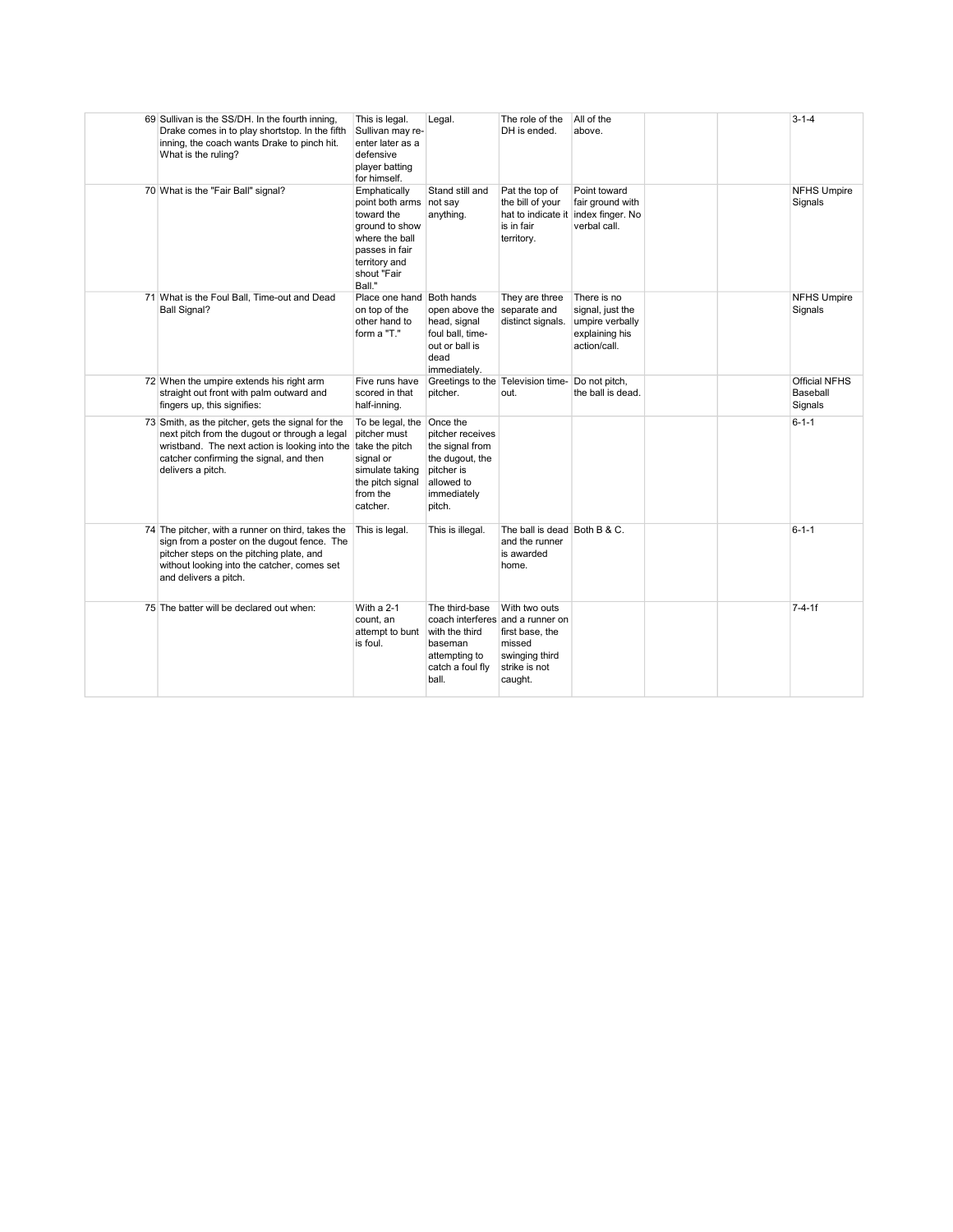| | | | | | | | | | |
|---|---|---|---|---|---|---|---|---|---|
| | 69 | Sullivan is the SS/DH. In the fourth inning, Drake comes in to play shortstop. In the fifth inning, the coach wants Drake to pinch hit. What is the ruling? | This is legal. Sullivan may re-enter later as a defensive player batting for himself. | Legal. | The role of the DH is ended. | All of the above. | | | 3-1-4 |
| | 70 | What is the "Fair Ball" signal? | Emphatically point both arms toward the ground to show where the ball passes in fair territory and shout "Fair Ball." | Stand still and not say anything. | Pat the top of the bill of your hat to indicate it is in fair territory. | Point toward fair ground with index finger. No verbal call. | | | NFHS Umpire Signals |
| | 71 | What is the Foul Ball, Time-out and Dead Ball Signal? | Place one hand on top of the other hand to form a "T." | Both hands open above the head, signal foul ball, time-out or ball is dead immediately. | They are three separate and distinct signals. | There is no signal, just the umpire verbally explaining his action/call. | | | NFHS Umpire Signals |
| | 72 | When the umpire extends his right arm straight out front with palm outward and fingers up, this signifies: | Five runs have scored in that half-inning. | Greetings to the pitcher. | Television time-out. | Do not pitch, the ball is dead. | | | Official NFHS Baseball Signals |
| | 73 | Smith, as the pitcher, gets the signal for the next pitch from the dugout or through a legal wristband. The next action is looking into the catcher confirming the signal, and then delivers a pitch. | To be legal, the pitcher must take the pitch signal or simulate taking the pitch signal from the catcher. | Once the pitcher receives the signal from the dugout, the pitcher is allowed to immediately pitch. | | | | | 6-1-1 |
| | 74 | The pitcher, with a runner on third, takes the sign from a poster on the dugout fence. The pitcher steps on the pitching plate, and without looking into the catcher, comes set and delivers a pitch. | This is legal. | This is illegal. | The ball is dead and the runner is awarded home. | Both B & C. | | | 6-1-1 |
| | 75 | The batter will be declared out when: | With a 2-1 count, an attempt to bunt is foul. | The third-base coach interferes with the third baseman attempting to catch a foul fly ball. | With two outs and a runner on first base, the missed swinging third strike is not caught. | | | | 7-4-1f |